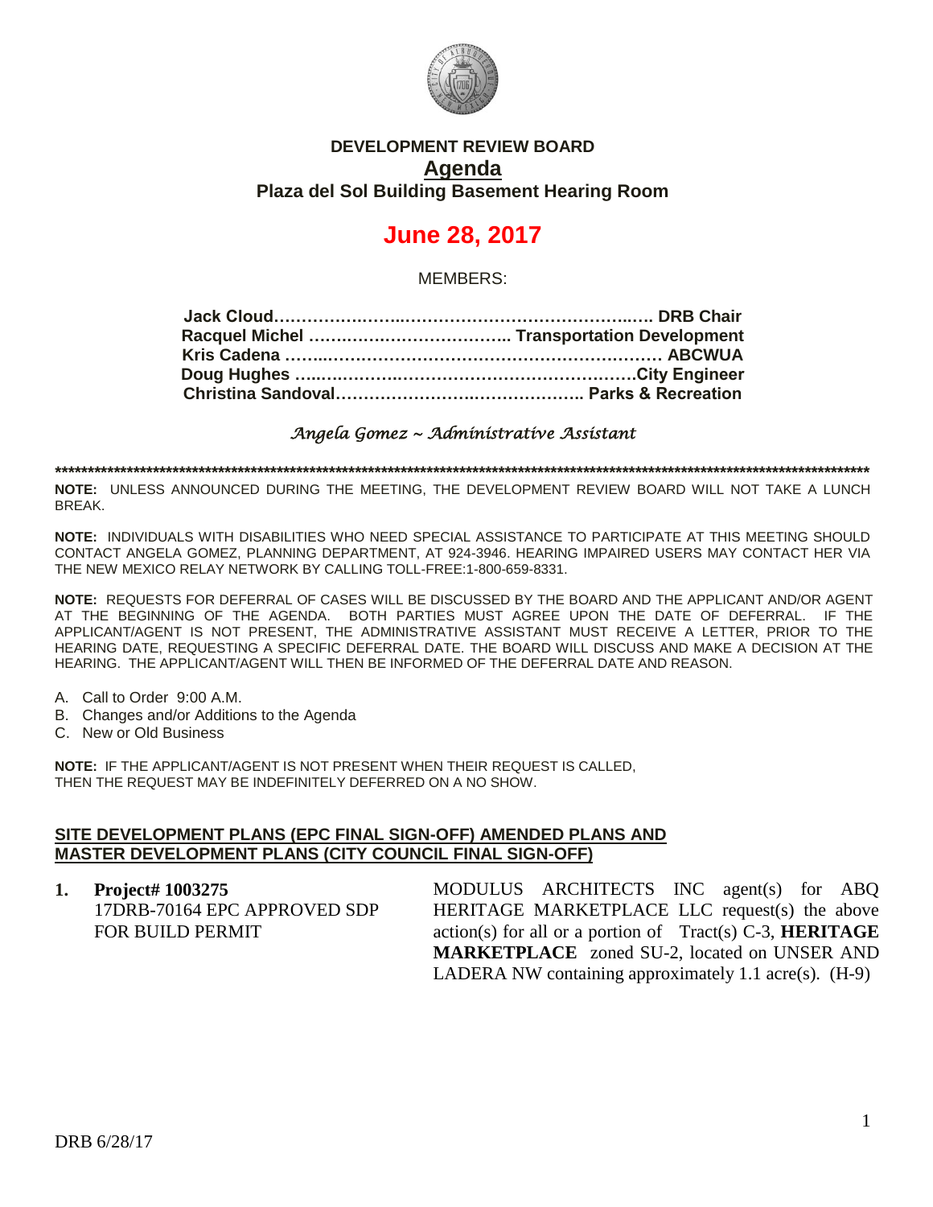# DEVELOPMENT REVIEW BOARD

## Agenda

### Plaza del Sol Building Basement Hearing Room

# June 28, 2017

MEMBERS:

**Jack Cloud…………………………………………………… DRB Chair**
**Racquel Michel ……………………………… Transportation Development**
**Kris Cadena …………………………………………………… ABCWUA**
**Doug Hughes ………………………………………………City Engineer**
**Christina Sandoval……………………………………… Parks & Recreation**

*Angela Gomez ~ Administrative Assistant*

**************************************************************************************************

**NOTE:** UNLESS ANNOUNCED DURING THE MEETING, THE DEVELOPMENT REVIEW BOARD WILL NOT TAKE A LUNCH BREAK.

**NOTE:** INDIVIDUALS WITH DISABILITIES WHO NEED SPECIAL ASSISTANCE TO PARTICIPATE AT THIS MEETING SHOULD CONTACT ANGELA GOMEZ, PLANNING DEPARTMENT, AT 924-3946. HEARING IMPAIRED USERS MAY CONTACT HER VIA THE NEW MEXICO RELAY NETWORK BY CALLING TOLL-FREE:1-800-659-8331.

**NOTE:** REQUESTS FOR DEFERRAL OF CASES WILL BE DISCUSSED BY THE BOARD AND THE APPLICANT AND/OR AGENT AT THE BEGINNING OF THE AGENDA. BOTH PARTIES MUST AGREE UPON THE DATE OF DEFERRAL. IF THE APPLICANT/AGENT IS NOT PRESENT, THE ADMINISTRATIVE ASSISTANT MUST RECEIVE A LETTER, PRIOR TO THE HEARING DATE, REQUESTING A SPECIFIC DEFERRAL DATE. THE BOARD WILL DISCUSS AND MAKE A DECISION AT THE HEARING. THE APPLICANT/AGENT WILL THEN BE INFORMED OF THE DEFERRAL DATE AND REASON.

A. Call to Order 9:00 A.M.
B. Changes and/or Additions to the Agenda
C. New or Old Business

**NOTE:** IF THE APPLICANT/AGENT IS NOT PRESENT WHEN THEIR REQUEST IS CALLED, THEN THE REQUEST MAY BE INDEFINITELY DEFERRED ON A NO SHOW.

**SITE DEVELOPMENT PLANS (EPC FINAL SIGN-OFF) AMENDED PLANS AND MASTER DEVELOPMENT PLANS (CITY COUNCIL FINAL SIGN-OFF)**

1. **Project# 1003275**
   17DRB-70164 EPC APPROVED SDP FOR BUILD PERMIT

   MODULUS ARCHITECTS INC agent(s) for ABQ HERITAGE MARKETPLACE LLC request(s) the above action(s) for all or a portion of Tract(s) C-3, **HERITAGE MARKETPLACE** zoned SU-2, located on UNSER AND LADERA NW containing approximately 1.1 acre(s). (H-9)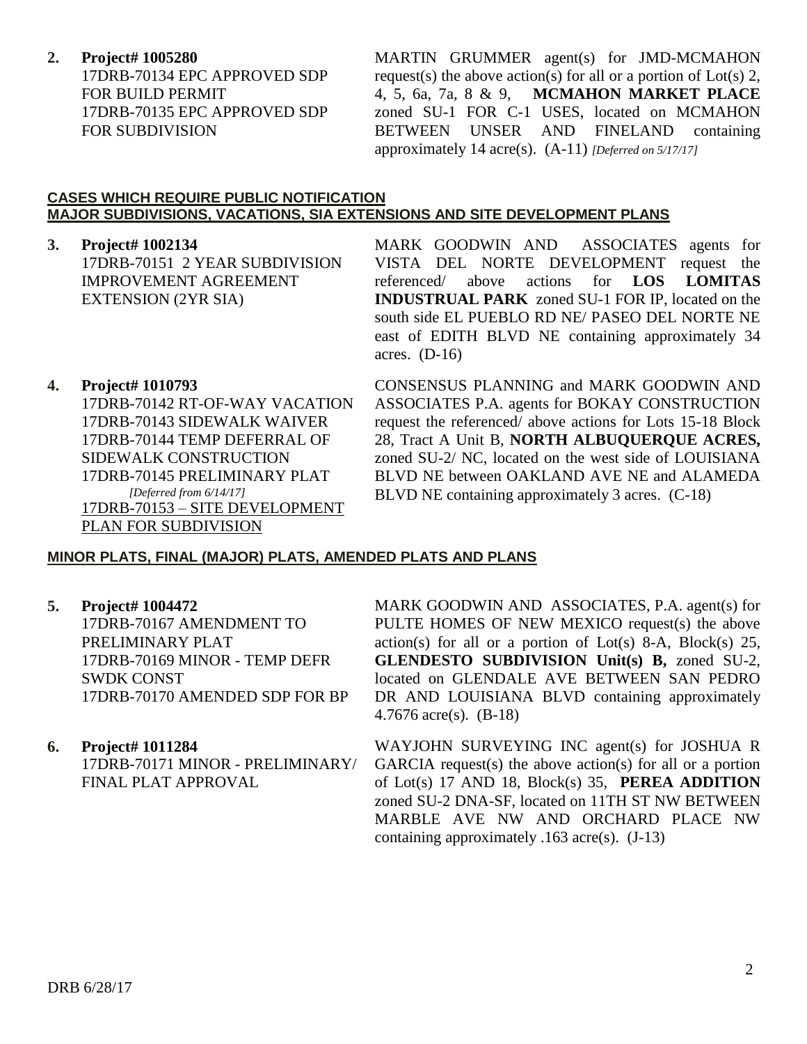**2. Project# 1005280**
17DRB-70134 EPC APPROVED SDP FOR BUILD PERMIT
17DRB-70135 EPC APPROVED SDP FOR SUBDIVISION

MARTIN GRUMMER agent(s) for JMD-MCMAHON request(s) the above action(s) for all or a portion of Lot(s) 2, 4, 5, 6a, 7a, 8 & 9, **MCMAHON MARKET PLACE** zoned SU-1 FOR C-1 USES, located on MCMAHON BETWEEN UNSER AND FINELAND containing approximately 14 acre(s). (A-11) *[Deferred on 5/17/17]*

**CASES WHICH REQUIRE PUBLIC NOTIFICATION**
**MAJOR SUBDIVISIONS, VACATIONS, SIA EXTENSIONS AND SITE DEVELOPMENT PLANS**

**3. Project# 1002134**
17DRB-70151 2 YEAR SUBDIVISION IMPROVEMENT AGREEMENT EXTENSION (2YR SIA)

MARK GOODWIN AND ASSOCIATES agents for VISTA DEL NORTE DEVELOPMENT request the referenced/ above actions for **LOS LOMITAS INDUSTRUAL PARK** zoned SU-1 FOR IP, located on the south side EL PUEBLO RD NE/ PASEO DEL NORTE NE east of EDITH BLVD NE containing approximately 34 acres. (D-16)

**4. Project# 1010793**
17DRB-70142 RT-OF-WAY VACATION
17DRB-70143 SIDEWALK WAIVER
17DRB-70144 TEMP DEFERRAL OF SIDEWALK CONSTRUCTION
17DRB-70145 PRELIMINARY PLAT
*[Deferred from 6/14/17]*
17DRB-70153 – SITE DEVELOPMENT PLAN FOR SUBDIVISION

CONSENSUS PLANNING and MARK GOODWIN AND ASSOCIATES P.A. agents for BOKAY CONSTRUCTION request the referenced/ above actions for Lots 15-18 Block 28, Tract A Unit B, **NORTH ALBUQUERQUE ACRES,** zoned SU-2/ NC, located on the west side of LOUISIANA BLVD NE between OAKLAND AVE NE and ALAMEDA BLVD NE containing approximately 3 acres. (C-18)

**MINOR PLATS, FINAL (MAJOR) PLATS, AMENDED PLATS AND PLANS**

**5. Project# 1004472**
17DRB-70167 AMENDMENT TO PRELIMINARY PLAT
17DRB-70169 MINOR - TEMP DEFR SWDK CONST
17DRB-70170 AMENDED SDP FOR BP

MARK GOODWIN AND ASSOCIATES, P.A. agent(s) for PULTE HOMES OF NEW MEXICO request(s) the above action(s) for all or a portion of Lot(s) 8-A, Block(s) 25, **GLENDESTO SUBDIVISION Unit(s) B,** zoned SU-2, located on GLENDALE AVE BETWEEN SAN PEDRO DR AND LOUISIANA BLVD containing approximately 4.7676 acre(s). (B-18)

**6. Project# 1011284**
17DRB-70171 MINOR - PRELIMINARY/ FINAL PLAT APPROVAL

WAYJOHN SURVEYING INC agent(s) for JOSHUA R GARCIA request(s) the above action(s) for all or a portion of Lot(s) 17 AND 18, Block(s) 35, **PEREA ADDITION** zoned SU-2 DNA-SF, located on 11TH ST NW BETWEEN MARBLE AVE NW AND ORCHARD PLACE NW containing approximately .163 acre(s). (J-13)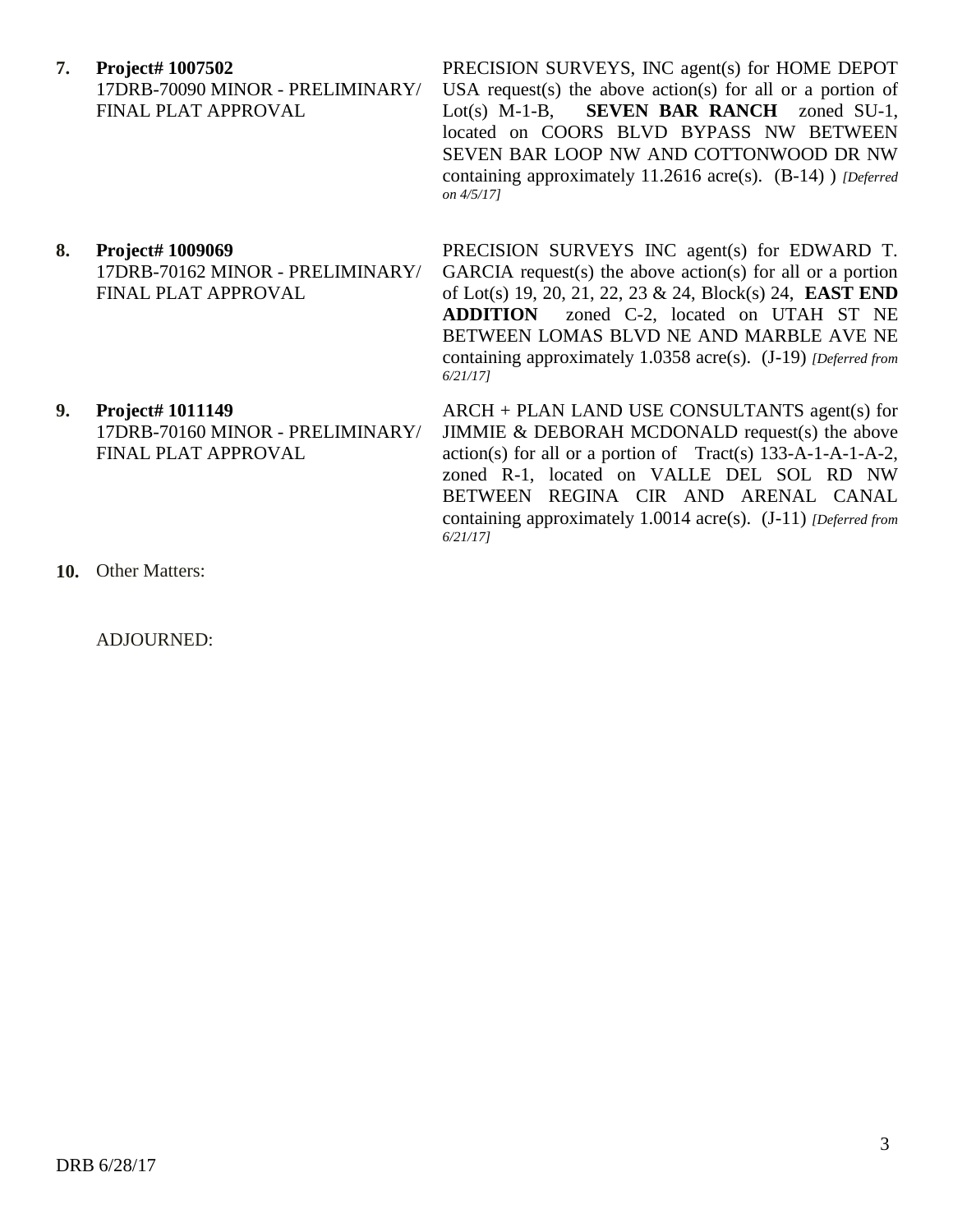**7.** **Project# 1007502**
17DRB-70090 MINOR - PRELIMINARY/ FINAL PLAT APPROVAL

PRECISION SURVEYS, INC agent(s) for HOME DEPOT USA request(s) the above action(s) for all or a portion of Lot(s) M-1-B, **SEVEN BAR RANCH** zoned SU-1, located on COORS BLVD BYPASS NW BETWEEN SEVEN BAR LOOP NW AND COTTONWOOD DR NW containing approximately 11.2616 acre(s). (B-14) ) *[Deferred on 4/5/17]*

**8.** **Project# 1009069**
17DRB-70162 MINOR - PRELIMINARY/ FINAL PLAT APPROVAL

PRECISION SURVEYS INC agent(s) for EDWARD T. GARCIA request(s) the above action(s) for all or a portion of Lot(s) 19, 20, 21, 22, 23 & 24, Block(s) 24, **EAST END ADDITION** zoned C-2, located on UTAH ST NE BETWEEN LOMAS BLVD NE AND MARBLE AVE NE containing approximately 1.0358 acre(s). (J-19) *[Deferred from 6/21/17]*

**9.** **Project# 1011149**
17DRB-70160 MINOR - PRELIMINARY/ FINAL PLAT APPROVAL

ARCH + PLAN LAND USE CONSULTANTS agent(s) for JIMMIE & DEBORAH MCDONALD request(s) the above action(s) for all or a portion of Tract(s) 133-A-1-A-1-A-2, zoned R-1, located on VALLE DEL SOL RD NW BETWEEN REGINA CIR AND ARENAL CANAL containing approximately 1.0014 acre(s). (J-11) *[Deferred from 6/21/17]*

**10.** Other Matters:

ADJOURNED:

DRB 6/28/17